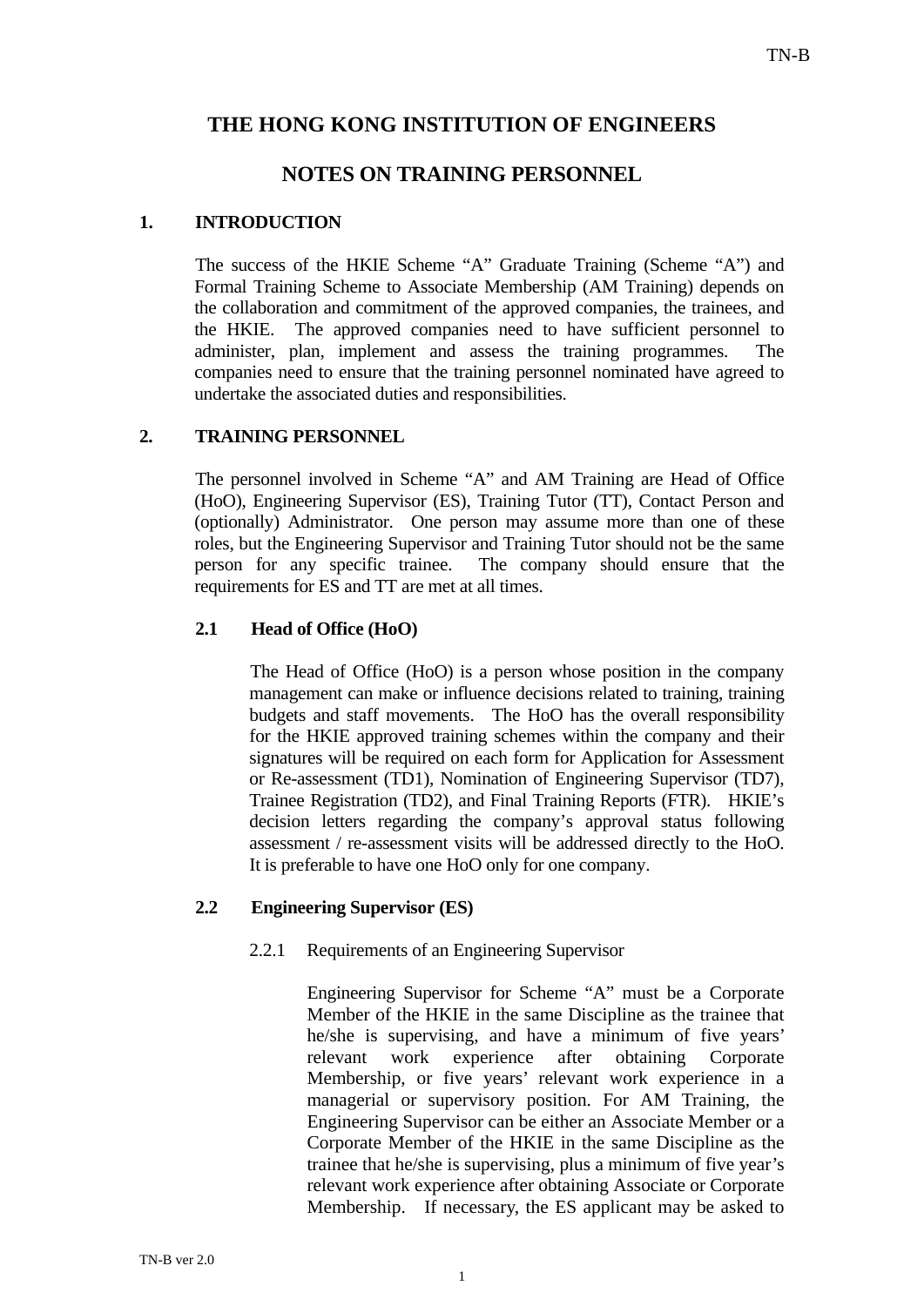# THE HONG KONG INSTITUTION OF ENGINEERS

# NOTES ON TRAINING PERSONNEL

## 1. INTRODUCTION

The success of the HKIE Scheme "A" Graduate Training (Scheme "A") and Formal Training Scheme to Associate Membership (AM Training) depends on the collaboration and commitment of the approved companies, the trainees, and the HKIE. The approved companies need to have sufficient personnel to administer, plan, implement and assess the training programmes. The companies need to ensure that the training personnel nominated have agreed to undertake the associated duties and responsibilities.

## 2. TRAINING PERSONNEL

The personnel involved in Scheme "A" and AM Training are Head of Office (HoO), Engineering Supervisor (ES), Training Tutor (TT), Contact Person and (optionally) Administrator. One person may assume more than one of these roles, but the Engineering Supervisor and Training Tutor should not be the same person for any specific trainee. The company should ensure that the requirements for ES and TT are met at all times.

### 2.1 Head of Office (HoO)

The Head of Office (HoO) is a person whose position in the company management can make or influence decisions related to training, training budgets and staff movements. The HoO has the overall responsibility for the HKIE approved training schemes within the company and their signatures will be required on each form for Application for Assessment or Re-assessment (TD1), Nomination of Engineering Supervisor (TD7), Trainee Registration (TD2), and Final Training Reports (FTR). HKIE's decision letters regarding the company's approval status following assessment / re-assessment visits will be addressed directly to the HoO. It is preferable to have one HoO only for one company.

### 2.2 Engineering Supervisor (ES)

2.2.1 Requirements of an Engineering Supervisor

Engineering Supervisor for Scheme "A" must be a Corporate Member of the HKIE in the same Discipline as the trainee that he/she is supervising, and have a minimum of five years' relevant work experience after obtaining Corporate Membership, or five years' relevant work experience in a managerial or supervisory position. For AM Training, the Engineering Supervisor can be either an Associate Member or a Corporate Member of the HKIE in the same Discipline as the trainee that he/she is supervising, plus a minimum of five year's relevant work experience after obtaining Associate or Corporate Membership. If necessary, the ES applicant may be asked to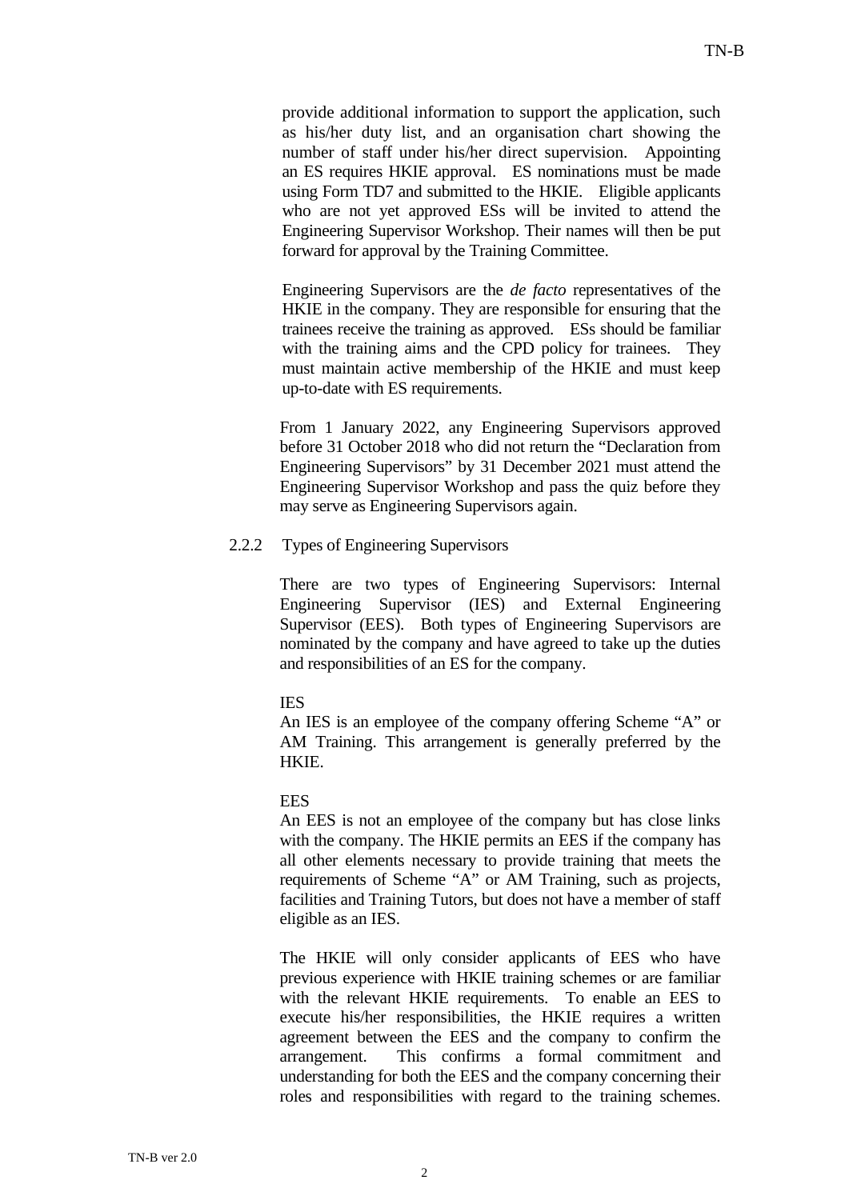provide additional information to support the application, such as his/her duty list, and an organisation chart showing the number of staff under his/her direct supervision. Appointing an ES requires HKIE approval. ES nominations must be made using Form TD7 and submitted to the HKIE. Eligible applicants who are not yet approved ESs will be invited to attend the Engineering Supervisor Workshop. Their names will then be put forward for approval by the Training Committee.

Engineering Supervisors are the *de facto* representatives of the HKIE in the company. They are responsible for ensuring that the trainees receive the training as approved. ESs should be familiar with the training aims and the CPD policy for trainees. They must maintain active membership of the HKIE and must keep up-to-date with ES requirements.

From 1 January 2022, any Engineering Supervisors approved before 31 October 2018 who did not return the "Declaration from Engineering Supervisors" by 31 December 2021 must attend the Engineering Supervisor Workshop and pass the quiz before they may serve as Engineering Supervisors again.

2.2.2 Types of Engineering Supervisors

There are two types of Engineering Supervisors: Internal Engineering Supervisor (IES) and External Engineering Supervisor (EES). Both types of Engineering Supervisors are nominated by the company and have agreed to take up the duties and responsibilities of an ES for the company.

IES

An IES is an employee of the company offering Scheme "A" or AM Training. This arrangement is generally preferred by the HKIE.

EES

An EES is not an employee of the company but has close links with the company. The HKIE permits an EES if the company has all other elements necessary to provide training that meets the requirements of Scheme "A" or AM Training, such as projects, facilities and Training Tutors, but does not have a member of staff eligible as an IES.

The HKIE will only consider applicants of EES who have previous experience with HKIE training schemes or are familiar with the relevant HKIE requirements. To enable an EES to execute his/her responsibilities, the HKIE requires a written agreement between the EES and the company to confirm the arrangement. This confirms a formal commitment and understanding for both the EES and the company concerning their roles and responsibilities with regard to the training schemes.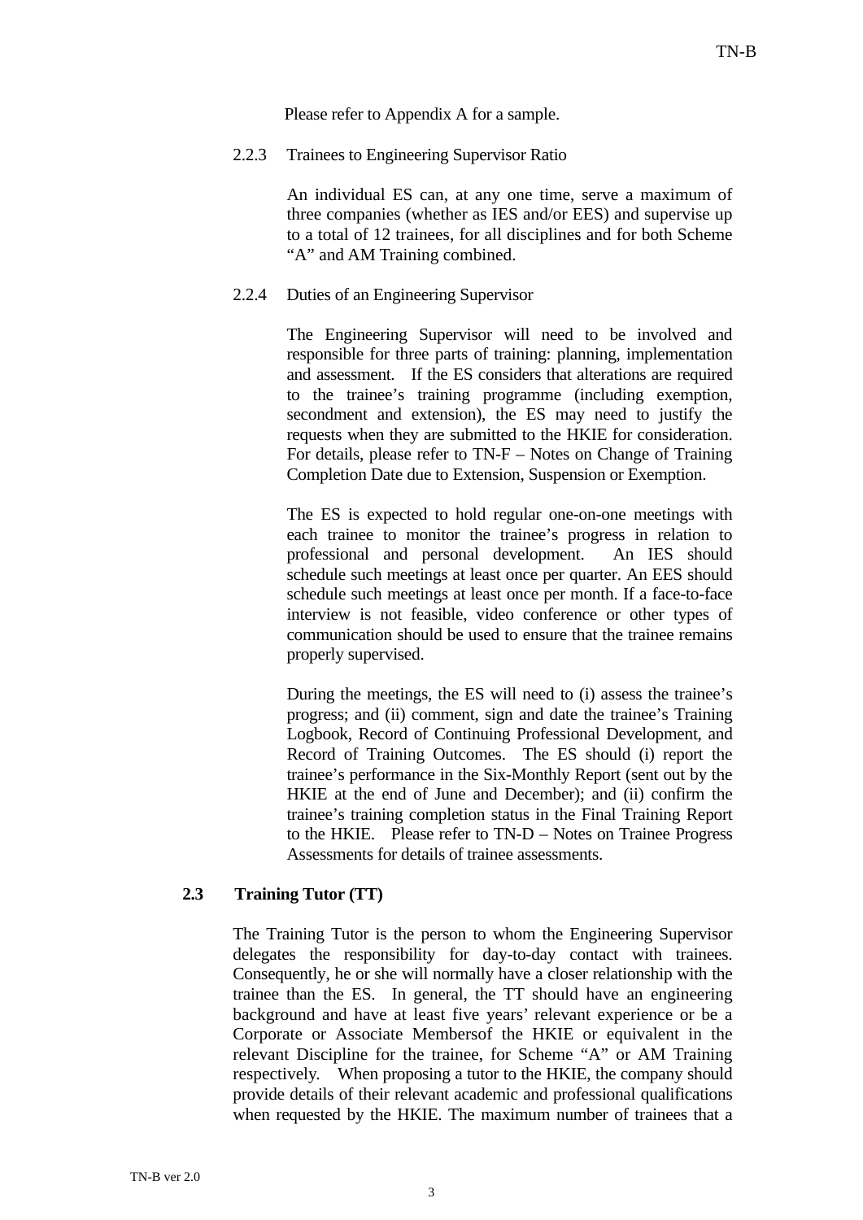Please refer to Appendix A for a sample.

2.2.3 Trainees to Engineering Supervisor Ratio

An individual ES can, at any one time, serve a maximum of three companies (whether as IES and/or EES) and supervise up to a total of 12 trainees, for all disciplines and for both Scheme "A" and AM Training combined.

2.2.4 Duties of an Engineering Supervisor

The Engineering Supervisor will need to be involved and responsible for three parts of training: planning, implementation and assessment. If the ES considers that alterations are required to the trainee's training programme (including exemption, secondment and extension), the ES may need to justify the requests when they are submitted to the HKIE for consideration. For details, please refer to TN-F – Notes on Change of Training Completion Date due to Extension, Suspension or Exemption.

The ES is expected to hold regular one-on-one meetings with each trainee to monitor the trainee's progress in relation to professional and personal development. An IES should schedule such meetings at least once per quarter. An EES should schedule such meetings at least once per month. If a face-to-face interview is not feasible, video conference or other types of communication should be used to ensure that the trainee remains properly supervised.

During the meetings, the ES will need to (i) assess the trainee's progress; and (ii) comment, sign and date the trainee's Training Logbook, Record of Continuing Professional Development, and Record of Training Outcomes. The ES should (i) report the trainee's performance in the Six-Monthly Report (sent out by the HKIE at the end of June and December); and (ii) confirm the trainee's training completion status in the Final Training Report to the HKIE. Please refer to TN-D – Notes on Trainee Progress Assessments for details of trainee assessments.

### 2.3 Training Tutor (TT)

The Training Tutor is the person to whom the Engineering Supervisor delegates the responsibility for day-to-day contact with trainees. Consequently, he or she will normally have a closer relationship with the trainee than the ES. In general, the TT should have an engineering background and have at least five years' relevant experience or be a Corporate or Associate Membersof the HKIE or equivalent in the relevant Discipline for the trainee, for Scheme "A" or AM Training respectively. When proposing a tutor to the HKIE, the company should provide details of their relevant academic and professional qualifications when requested by the HKIE. The maximum number of trainees that a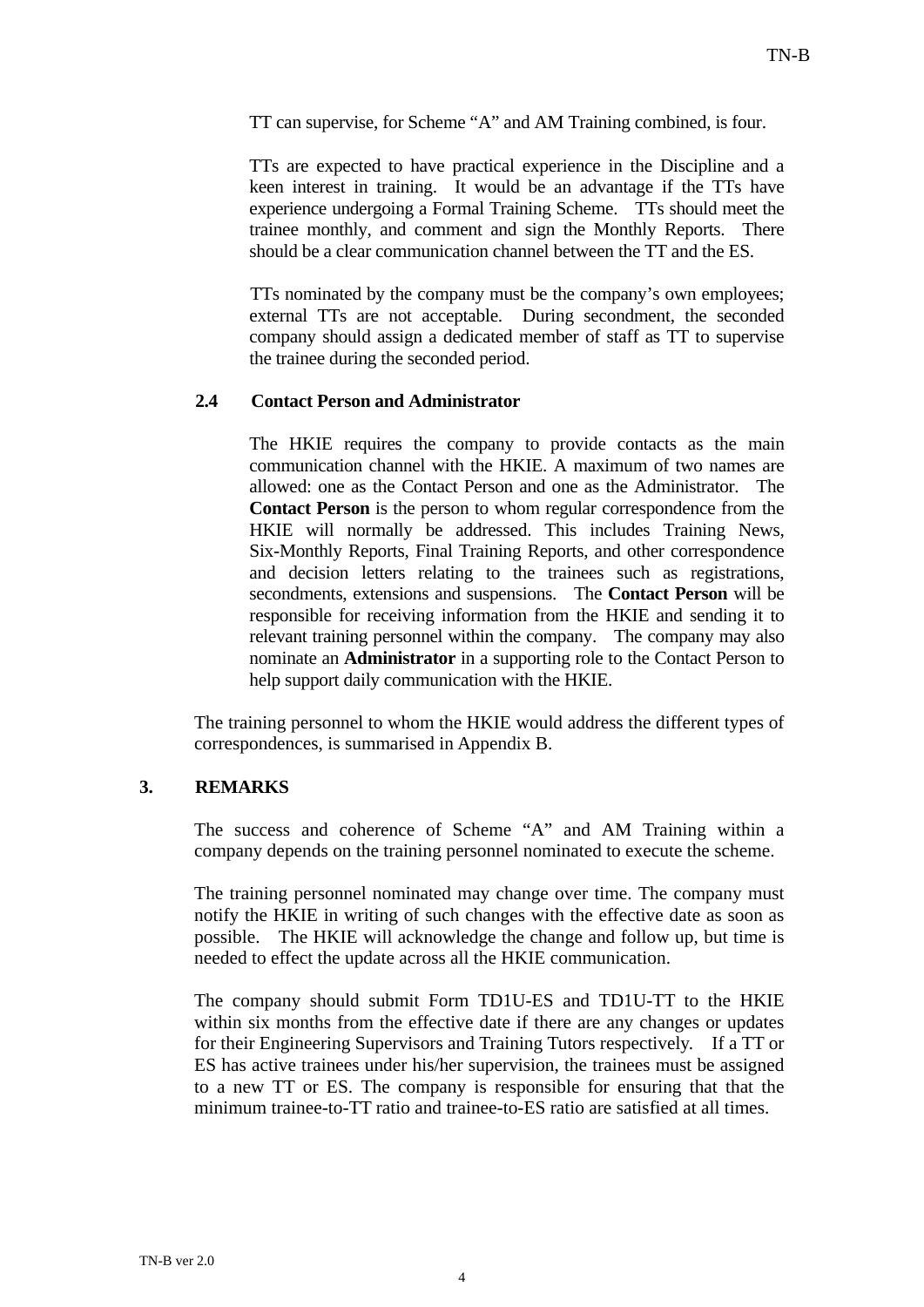TT can supervise, for Scheme "A" and AM Training combined, is four.

TTs are expected to have practical experience in the Discipline and a keen interest in training. It would be an advantage if the TTs have experience undergoing a Formal Training Scheme. TTs should meet the trainee monthly, and comment and sign the Monthly Reports. There should be a clear communication channel between the TT and the ES.

TTs nominated by the company must be the company's own employees; external TTs are not acceptable. During secondment, the seconded company should assign a dedicated member of staff as TT to supervise the trainee during the seconded period.

### 2.4 Contact Person and Administrator

The HKIE requires the company to provide contacts as the main communication channel with the HKIE. A maximum of two names are allowed: one as the Contact Person and one as the Administrator. The **Contact Person** is the person to whom regular correspondence from the HKIE will normally be addressed. This includes Training News, Six-Monthly Reports, Final Training Reports, and other correspondence and decision letters relating to the trainees such as registrations, secondments, extensions and suspensions. The **Contact Person** will be responsible for receiving information from the HKIE and sending it to relevant training personnel within the company. The company may also nominate an **Administrator** in a supporting role to the Contact Person to help support daily communication with the HKIE.

The training personnel to whom the HKIE would address the different types of correspondences, is summarised in Appendix B.

## 3. REMARKS

The success and coherence of Scheme "A" and AM Training within a company depends on the training personnel nominated to execute the scheme.

The training personnel nominated may change over time. The company must notify the HKIE in writing of such changes with the effective date as soon as possible. The HKIE will acknowledge the change and follow up, but time is needed to effect the update across all the HKIE communication.

The company should submit Form TD1U-ES and TD1U-TT to the HKIE within six months from the effective date if there are any changes or updates for their Engineering Supervisors and Training Tutors respectively. If a TT or ES has active trainees under his/her supervision, the trainees must be assigned to a new TT or ES. The company is responsible for ensuring that that the minimum trainee-to-TT ratio and trainee-to-ES ratio are satisfied at all times.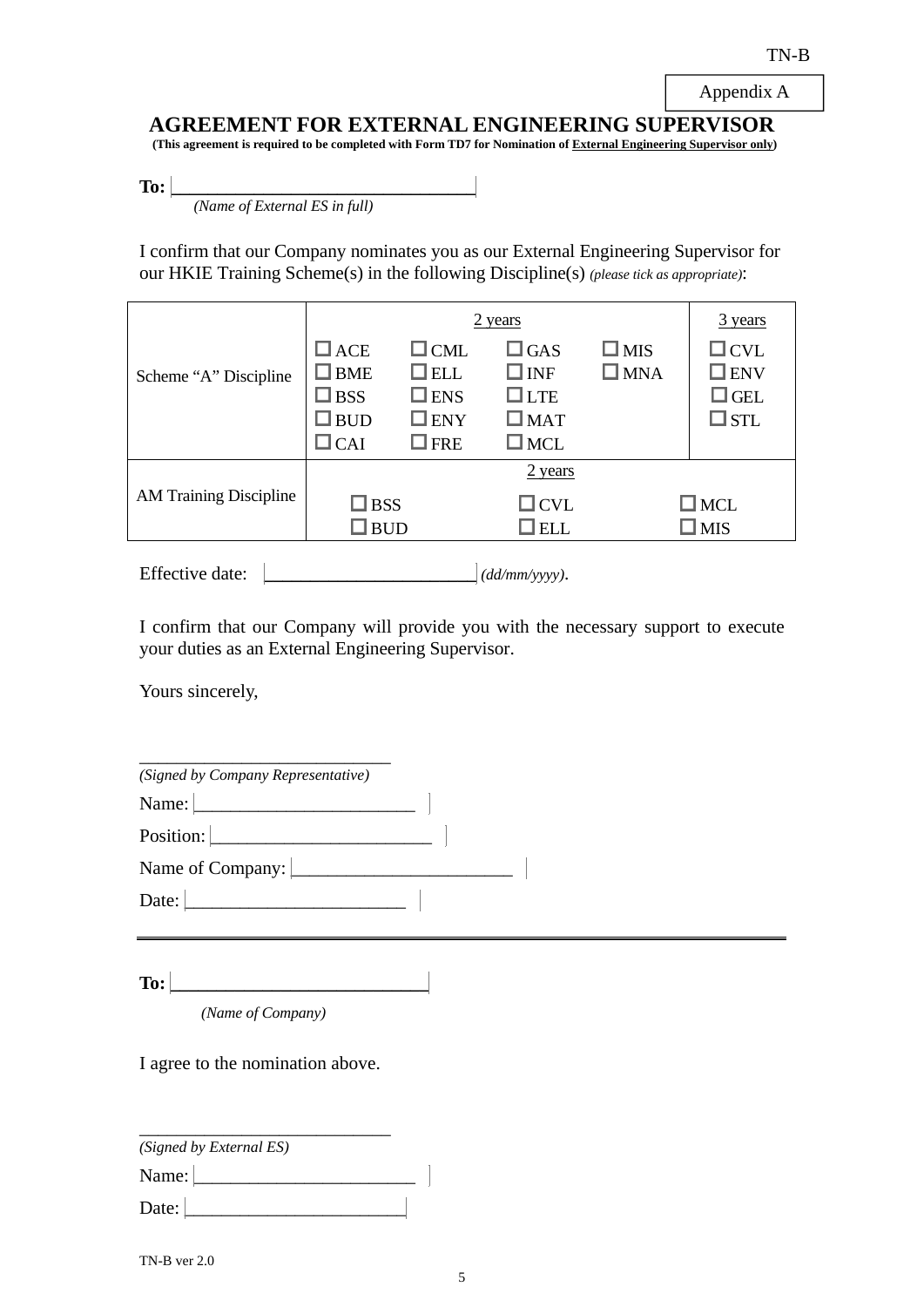TN-B

Appendix A

# AGREEMENT FOR EXTERNAL ENGINEERING SUPERVISOR

**(This agreement is required to be completed with Form TD7 for Nomination of External Engineering Supervisor only)**

**To:** ________________________________
*(Name of External ES in full)*

I confirm that our Company nominates you as our External Engineering Supervisor for our HKIE Training Scheme(s) in the following Discipline(s) *(please tick as appropriate)*:

| | 2 years | | | | 3 years |
|---|---|---|---|---|---|
| Scheme "A" Discipline | ☐ ACE<br>☐ BME<br>☐ BSS<br>☐ BUD<br>☐ CAI | ☐ CML<br>☐ ELL<br>☐ ENS<br>☐ ENY<br>☐ FRE | ☐ GAS<br>☐ INF<br>☐ LTE<br>☐ MAT<br>☐ MCL | ☐ MIS<br>☐ MNA | ☐ CVL<br>☐ ENV<br>☐ GEL<br>☐ STL |
| | 2 years | | | | |
| AM Training Discipline | ☐ BSS<br>☐ BUD | | ☐ CVL<br>☐ ELL | | ☐ MCL<br>☐ MIS |

Effective date: ______________________ *(dd/mm/yyyy)*.

I confirm that our Company will provide you with the necessary support to execute your duties as an External Engineering Supervisor.

Yours sincerely,

____________________________
*(Signed by Company Representative)*

Name: ________________________

Position: ________________________

Name of Company: ________________________

Date: ________________________

---

**To:** ____________________________
*(Name of Company)*

I agree to the nomination above.

____________________________
*(Signed by External ES)*

Name: ________________________

Date: ________________________

TN-B ver 2.0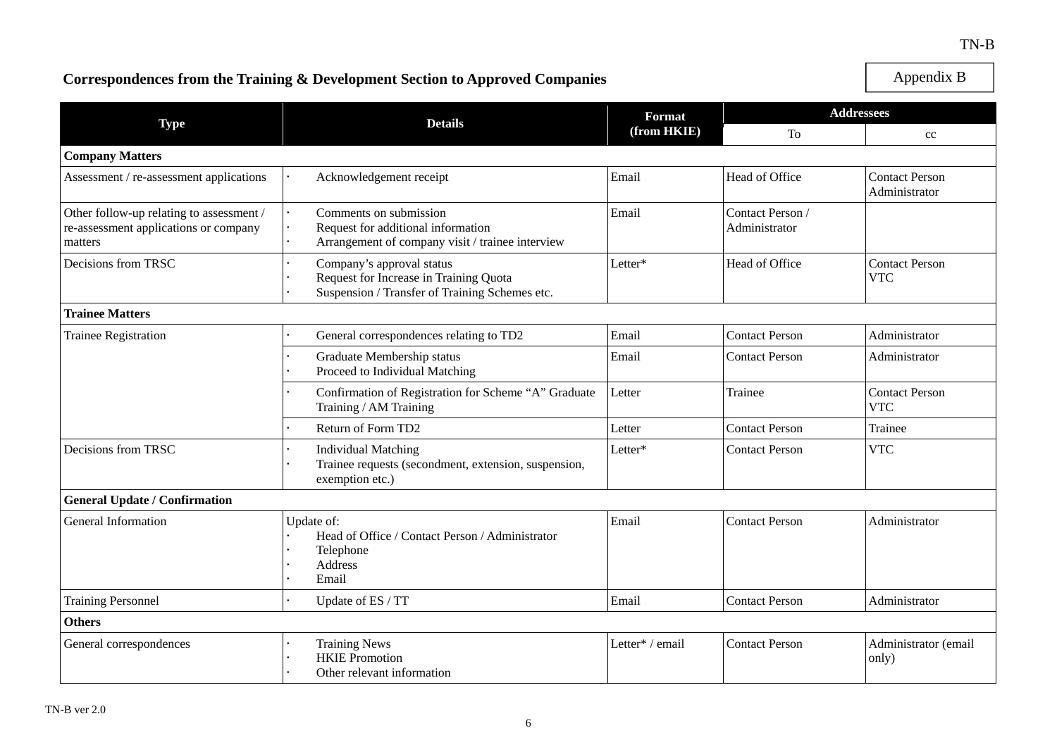TN-B

Appendix B

## Correspondences from the Training & Development Section to Approved Companies

| Type | Details | Format (from HKIE) | Addressees | |
|---|---|---|---|---|
| | | | To | cc |
| **Company Matters** | | | | |
| Assessment / re-assessment applications | · Acknowledgement receipt | Email | Head of Office | Contact Person<br>Administrator |
| Other follow-up relating to assessment / re-assessment applications or company matters | · Comments on submission<br>· Request for additional information<br>· Arrangement of company visit / trainee interview | Email | Contact Person / Administrator | |
| Decisions from TRSC | · Company's approval status<br>· Request for Increase in Training Quota<br>· Suspension / Transfer of Training Schemes etc. | Letter* | Head of Office | Contact Person<br>VTC |
| **Trainee Matters** | | | | |
| Trainee Registration | · General correspondences relating to TD2 | Email | Contact Person | Administrator |
| | · Graduate Membership status<br>· Proceed to Individual Matching | Email | Contact Person | Administrator |
| | · Confirmation of Registration for Scheme "A" Graduate Training / AM Training | Letter | Trainee | Contact Person<br>VTC |
| | · Return of Form TD2 | Letter | Contact Person | Trainee |
| Decisions from TRSC | · Individual Matching<br>· Trainee requests (secondment, extension, suspension, exemption etc.) | Letter* | Contact Person | VTC |
| **General Update / Confirmation** | | | | |
| General Information | Update of:<br>· Head of Office / Contact Person / Administrator<br>· Telephone<br>· Address<br>· Email | Email | Contact Person | Administrator |
| Training Personnel | · Update of ES / TT | Email | Contact Person | Administrator |
| **Others** | | | | |
| General correspondences | · Training News<br>· HKIE Promotion<br>· Other relevant information | Letter* / email | Contact Person | Administrator (email only) |

TN-B ver 2.0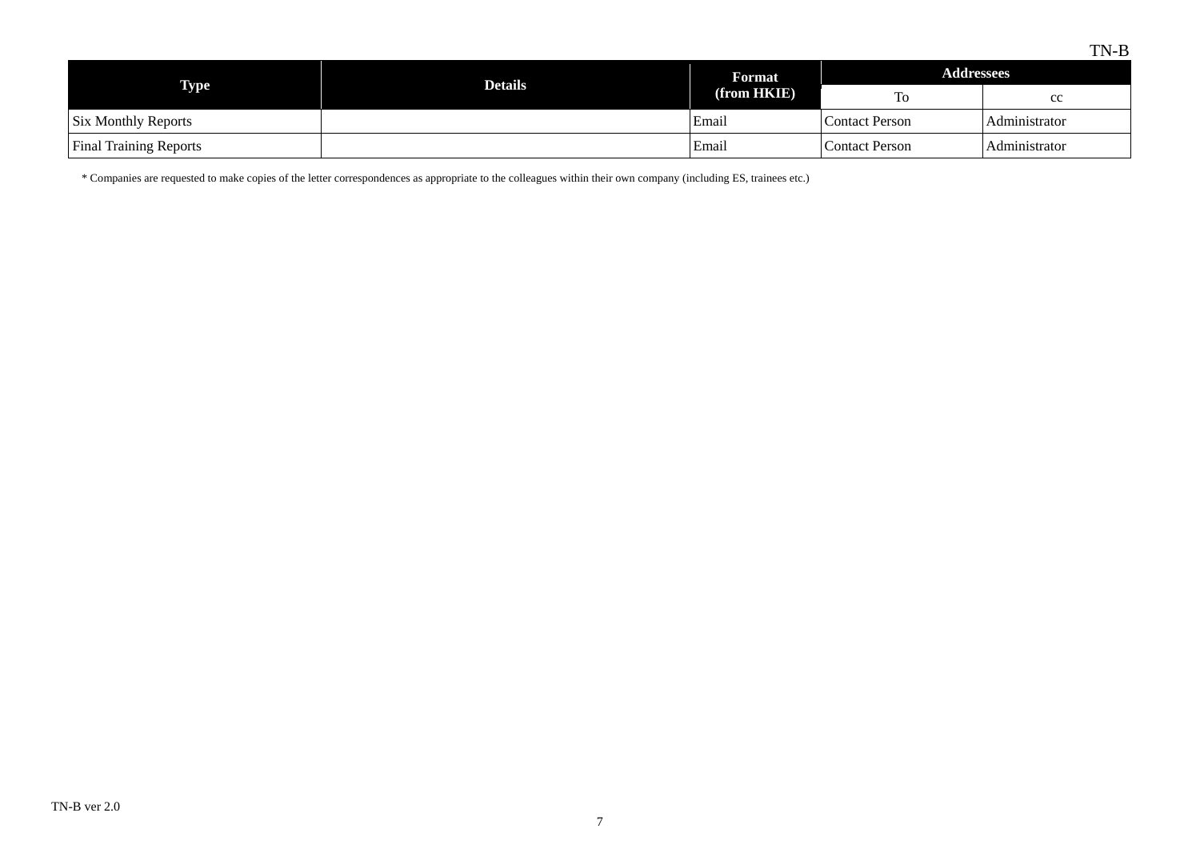| Type | Details | Format (from HKIE) | Addressees | |
|---|---|---|---|---|
| | | | To | cc |
| Six Monthly Reports | | Email | Contact Person | Administrator |
| Final Training Reports | | Email | Contact Person | Administrator |

* Companies are requested to make copies of the letter correspondences as appropriate to the colleagues within their own company (including ES, trainees etc.)